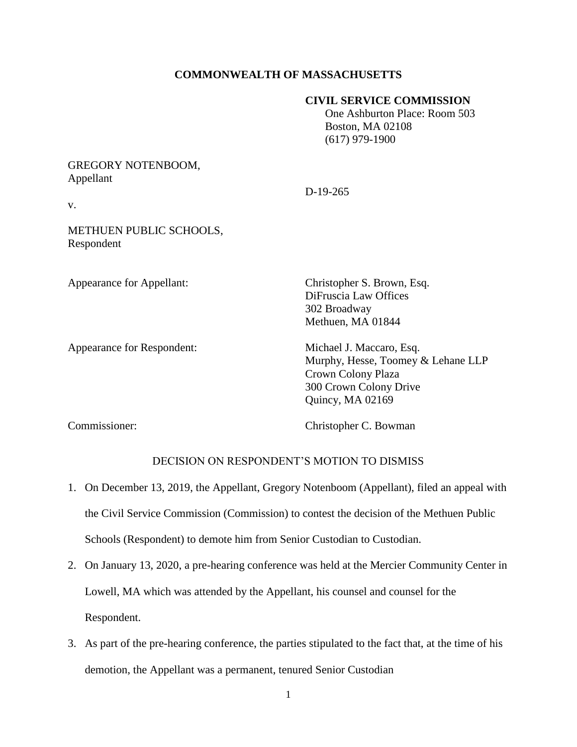**COMMONWEALTH OF MASSACHUSETTS**

**CIVIL SERVICE COMMISSION**
One Ashburton Place: Room 503
Boston, MA 02108
(617) 979-1900

GREGORY NOTENBOOM,
Appellant

D-19-265

v.

METHUEN PUBLIC SCHOOLS,
Respondent

Appearance for Appellant: Christopher S. Brown, Esq.
DiFruscia Law Offices
302 Broadway
Methuen, MA 01844

Appearance for Respondent: Michael J. Maccaro, Esq.
Murphy, Hesse, Toomey & Lehane LLP
Crown Colony Plaza
300 Crown Colony Drive
Quincy, MA 02169

Commissioner: Christopher C. Bowman

DECISION ON RESPONDENT'S MOTION TO DISMISS

1. On December 13, 2019, the Appellant, Gregory Notenboom (Appellant), filed an appeal with the Civil Service Commission (Commission) to contest the decision of the Methuen Public Schools (Respondent) to demote him from Senior Custodian to Custodian.
2. On January 13, 2020, a pre-hearing conference was held at the Mercier Community Center in Lowell, MA which was attended by the Appellant, his counsel and counsel for the Respondent.
3. As part of the pre-hearing conference, the parties stipulated to the fact that, at the time of his demotion, the Appellant was a permanent, tenured Senior Custodian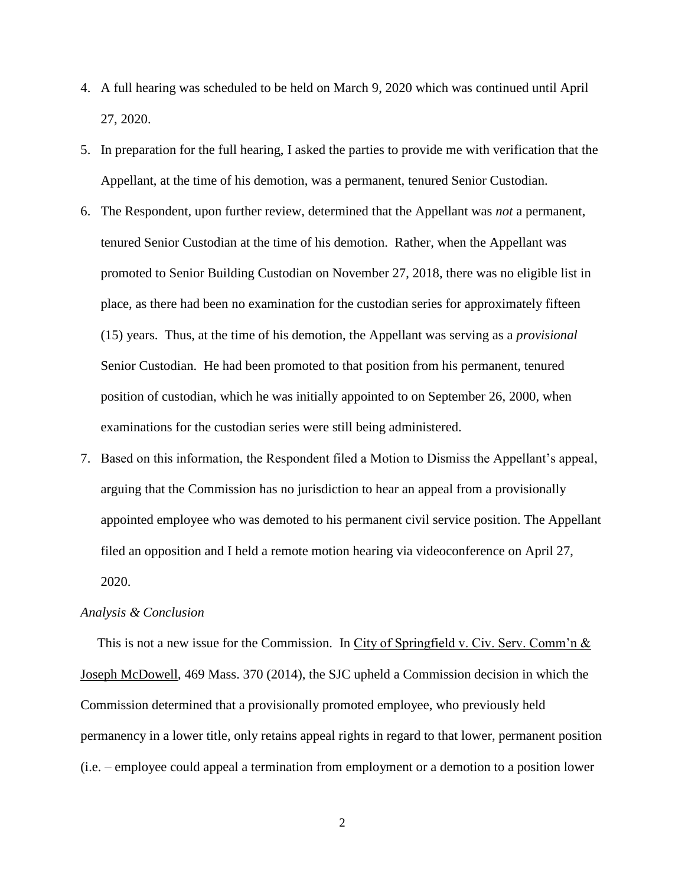4. A full hearing was scheduled to be held on March 9, 2020 which was continued until April 27, 2020.
5. In preparation for the full hearing, I asked the parties to provide me with verification that the Appellant, at the time of his demotion, was a permanent, tenured Senior Custodian.
6. The Respondent, upon further review, determined that the Appellant was *not* a permanent, tenured Senior Custodian at the time of his demotion. Rather, when the Appellant was promoted to Senior Building Custodian on November 27, 2018, there was no eligible list in place, as there had been no examination for the custodian series for approximately fifteen (15) years. Thus, at the time of his demotion, the Appellant was serving as a *provisional* Senior Custodian. He had been promoted to that position from his permanent, tenured position of custodian, which he was initially appointed to on September 26, 2000, when examinations for the custodian series were still being administered.
7. Based on this information, the Respondent filed a Motion to Dismiss the Appellant's appeal, arguing that the Commission has no jurisdiction to hear an appeal from a provisionally appointed employee who was demoted to his permanent civil service position. The Appellant filed an opposition and I held a remote motion hearing via videoconference on April 27, 2020.

*Analysis & Conclusion*

This is not a new issue for the Commission. In City of Springfield v. Civ. Serv. Comm'n & Joseph McDowell, 469 Mass. 370 (2014), the SJC upheld a Commission decision in which the Commission determined that a provisionally promoted employee, who previously held permanency in a lower title, only retains appeal rights in regard to that lower, permanent position (i.e. – employee could appeal a termination from employment or a demotion to a position lower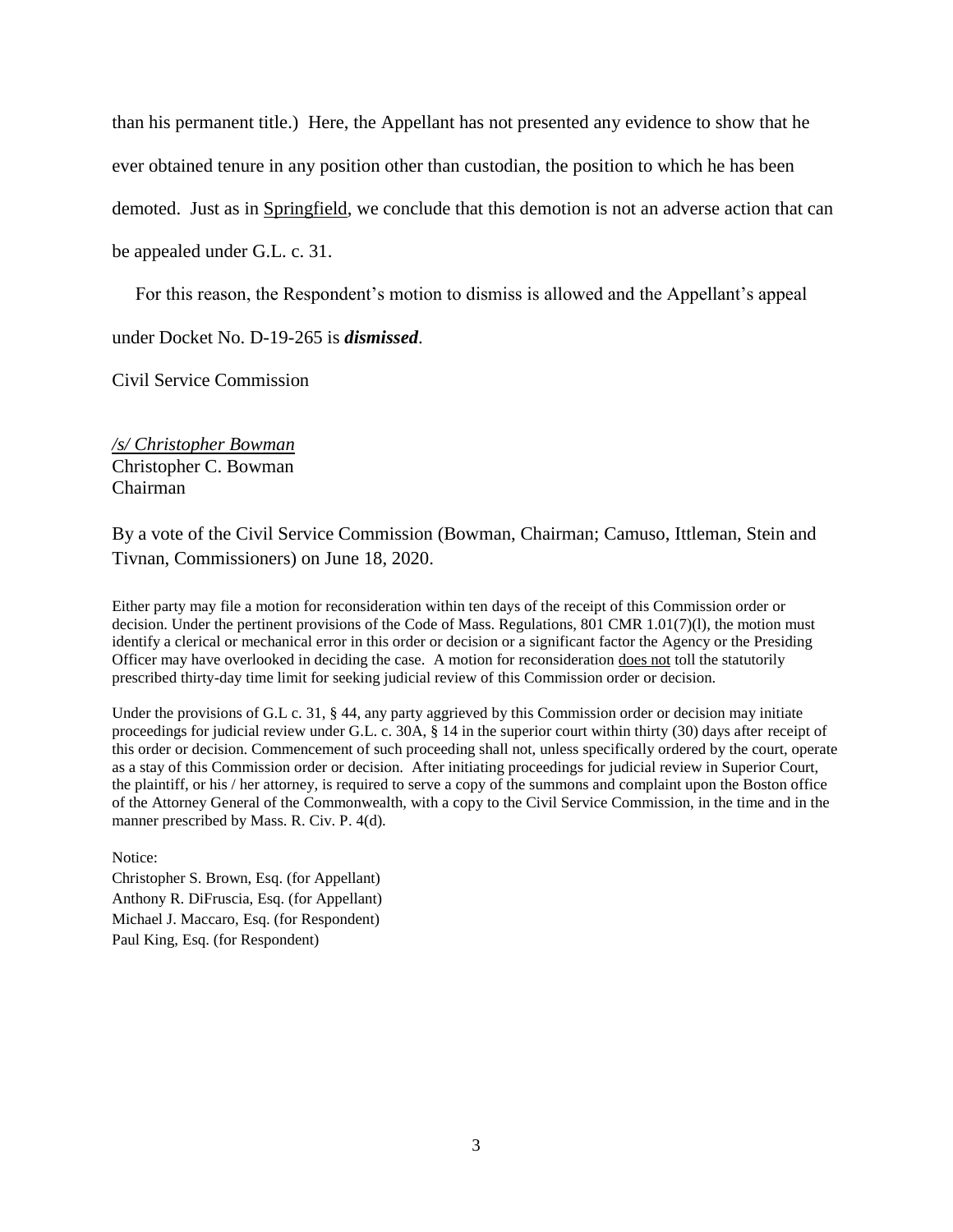than his permanent title.) Here, the Appellant has not presented any evidence to show that he ever obtained tenure in any position other than custodian, the position to which he has been demoted. Just as in Springfield, we conclude that this demotion is not an adverse action that can be appealed under G.L. c. 31.

For this reason, the Respondent's motion to dismiss is allowed and the Appellant's appeal under Docket No. D-19-265 is ***dismissed***.

Civil Service Commission

*/s/ Christopher Bowman*
Christopher C. Bowman
Chairman

By a vote of the Civil Service Commission (Bowman, Chairman; Camuso, Ittleman, Stein and Tivnan, Commissioners) on June 18, 2020.

Either party may file a motion for reconsideration within ten days of the receipt of this Commission order or decision. Under the pertinent provisions of the Code of Mass. Regulations, 801 CMR 1.01(7)(l), the motion must identify a clerical or mechanical error in this order or decision or a significant factor the Agency or the Presiding Officer may have overlooked in deciding the case. A motion for reconsideration does not toll the statutorily prescribed thirty-day time limit for seeking judicial review of this Commission order or decision.

Under the provisions of G.L c. 31, § 44, any party aggrieved by this Commission order or decision may initiate proceedings for judicial review under G.L. c. 30A, § 14 in the superior court within thirty (30) days after receipt of this order or decision. Commencement of such proceeding shall not, unless specifically ordered by the court, operate as a stay of this Commission order or decision. After initiating proceedings for judicial review in Superior Court, the plaintiff, or his / her attorney, is required to serve a copy of the summons and complaint upon the Boston office of the Attorney General of the Commonwealth, with a copy to the Civil Service Commission, in the time and in the manner prescribed by Mass. R. Civ. P. 4(d).

Notice:
Christopher S. Brown, Esq. (for Appellant)
Anthony R. DiFruscia, Esq. (for Appellant)
Michael J. Maccaro, Esq. (for Respondent)
Paul King, Esq. (for Respondent)